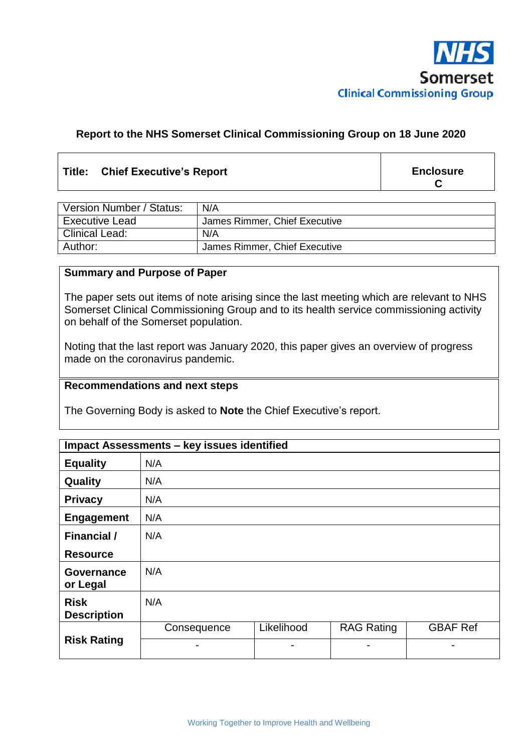NHS
Somerset
Clinical Commissioning Group

**Report to the NHS Somerset Clinical Commissioning Group on 18 June 2020**

| **Title: Chief Executive's Report** | **Enclosure C** |
|---|---|

| | |
|---|---|
| Version Number / Status: | N/A |
| Executive Lead | James Rimmer, Chief Executive |
| Clinical Lead: | N/A |
| Author: | James Rimmer, Chief Executive |

**Summary and Purpose of Paper**

The paper sets out items of note arising since the last meeting which are relevant to NHS Somerset Clinical Commissioning Group and to its health service commissioning activity on behalf of the Somerset population.

Noting that the last report was January 2020, this paper gives an overview of progress made on the coronavirus pandemic.

**Recommendations and next steps**

The Governing Body is asked to **Note** the Chief Executive's report.

| **Impact Assessments – key issues identified** | | | | |
|---|---|---|---|---|
| **Equality** | N/A | | | |
| **Quality** | N/A | | | |
| **Privacy** | N/A | | | |
| **Engagement** | N/A | | | |
| **Financial / Resource** | N/A | | | |
| **Governance or Legal** | N/A | | | |
| **Risk Description** | N/A | | | |
| **Risk Rating** | Consequence | Likelihood | RAG Rating | GBAF Ref |
| | - | - | - | - |

Working Together to Improve Health and Wellbeing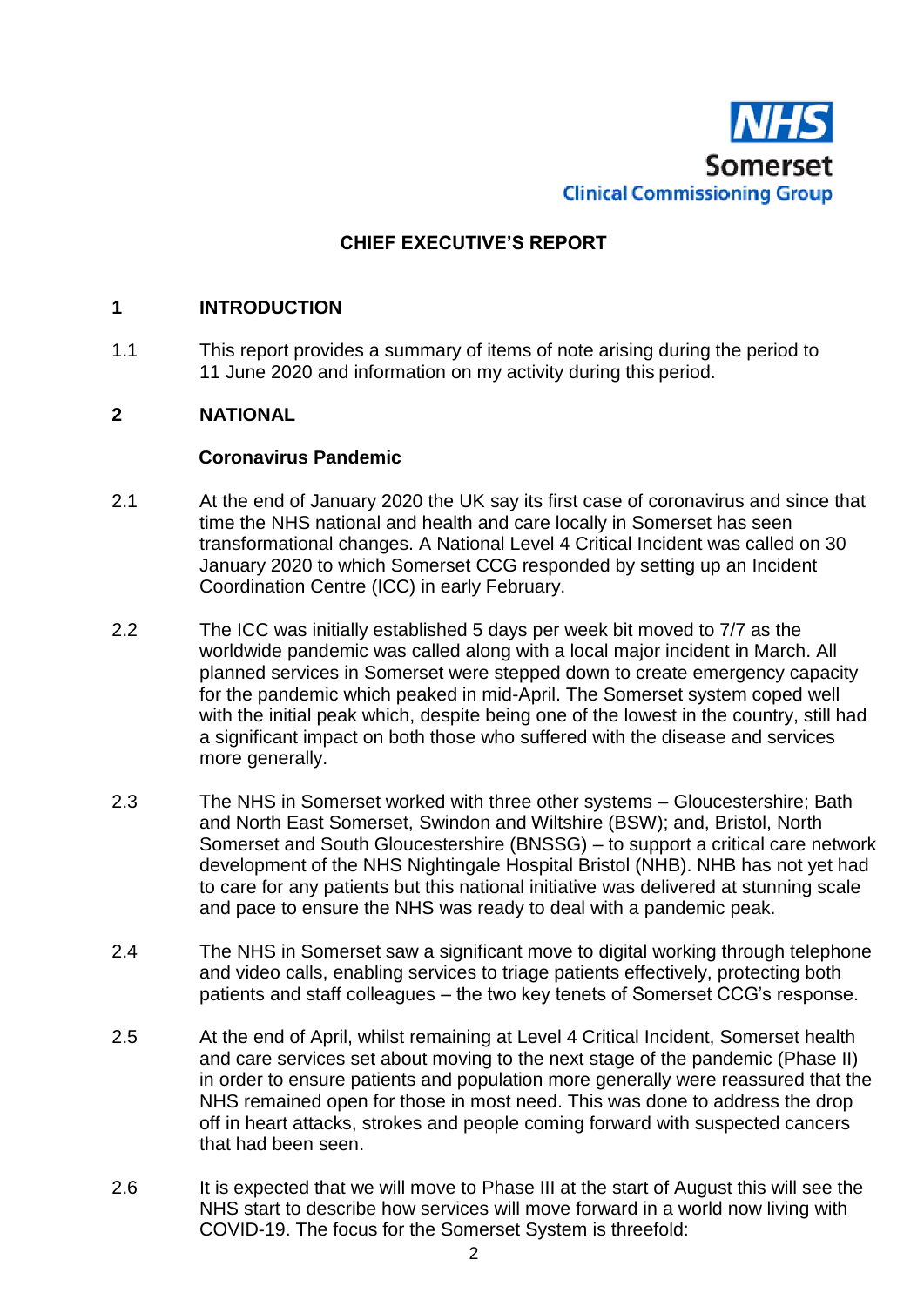NHS Somerset Clinical Commissioning Group

# CHIEF EXECUTIVE'S REPORT

## 1 INTRODUCTION

1.1 This report provides a summary of items of note arising during the period to 11 June 2020 and information on my activity during this period.

## 2 NATIONAL

### Coronavirus Pandemic

2.1 At the end of January 2020 the UK say its first case of coronavirus and since that time the NHS national and health and care locally in Somerset has seen transformational changes. A National Level 4 Critical Incident was called on 30 January 2020 to which Somerset CCG responded by setting up an Incident Coordination Centre (ICC) in early February.

2.2 The ICC was initially established 5 days per week bit moved to 7/7 as the worldwide pandemic was called along with a local major incident in March. All planned services in Somerset were stepped down to create emergency capacity for the pandemic which peaked in mid-April. The Somerset system coped well with the initial peak which, despite being one of the lowest in the country, still had a significant impact on both those who suffered with the disease and services more generally.

2.3 The NHS in Somerset worked with three other systems – Gloucestershire; Bath and North East Somerset, Swindon and Wiltshire (BSW); and, Bristol, North Somerset and South Gloucestershire (BNSSG) – to support a critical care network development of the NHS Nightingale Hospital Bristol (NHB). NHB has not yet had to care for any patients but this national initiative was delivered at stunning scale and pace to ensure the NHS was ready to deal with a pandemic peak.

2.4 The NHS in Somerset saw a significant move to digital working through telephone and video calls, enabling services to triage patients effectively, protecting both patients and staff colleagues – the two key tenets of Somerset CCG's response.

2.5 At the end of April, whilst remaining at Level 4 Critical Incident, Somerset health and care services set about moving to the next stage of the pandemic (Phase II) in order to ensure patients and population more generally were reassured that the NHS remained open for those in most need. This was done to address the drop off in heart attacks, strokes and people coming forward with suspected cancers that had been seen.

2.6 It is expected that we will move to Phase III at the start of August this will see the NHS start to describe how services will move forward in a world now living with COVID-19. The focus for the Somerset System is threefold: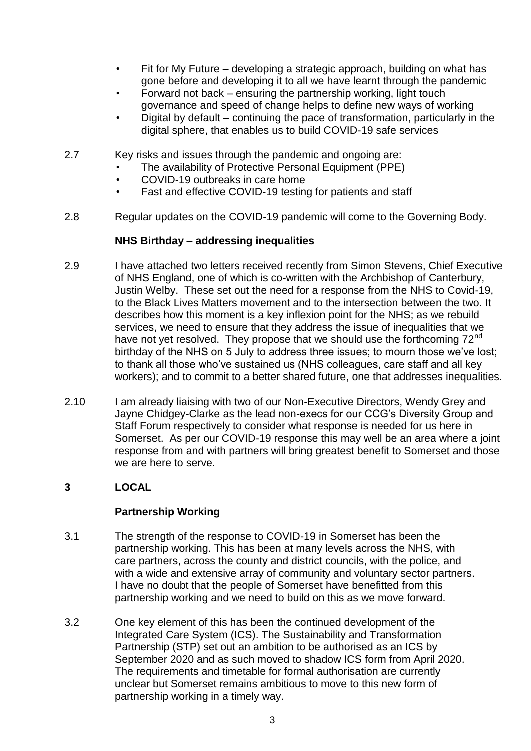- Fit for My Future – developing a strategic approach, building on what has gone before and developing it to all we have learnt through the pandemic
- Forward not back – ensuring the partnership working, light touch governance and speed of change helps to define new ways of working
- Digital by default – continuing the pace of transformation, particularly in the digital sphere, that enables us to build COVID-19 safe services

2.7 Key risks and issues through the pandemic and ongoing are:

- The availability of Protective Personal Equipment (PPE)
- COVID-19 outbreaks in care home
- Fast and effective COVID-19 testing for patients and staff

2.8 Regular updates on the COVID-19 pandemic will come to the Governing Body.

**NHS Birthday – addressing inequalities**

2.9 I have attached two letters received recently from Simon Stevens, Chief Executive of NHS England, one of which is co-written with the Archbishop of Canterbury, Justin Welby. These set out the need for a response from the NHS to Covid-19, to the Black Lives Matters movement and to the intersection between the two. It describes how this moment is a key inflexion point for the NHS; as we rebuild services, we need to ensure that they address the issue of inequalities that we have not yet resolved. They propose that we should use the forthcoming 72nd birthday of the NHS on 5 July to address three issues; to mourn those we've lost; to thank all those who've sustained us (NHS colleagues, care staff and all key workers); and to commit to a better shared future, one that addresses inequalities.

2.10 I am already liaising with two of our Non-Executive Directors, Wendy Grey and Jayne Chidgey-Clarke as the lead non-execs for our CCG's Diversity Group and Staff Forum respectively to consider what response is needed for us here in Somerset. As per our COVID-19 response this may well be an area where a joint response from and with partners will bring greatest benefit to Somerset and those we are here to serve.

## 3 LOCAL

**Partnership Working**

3.1 The strength of the response to COVID-19 in Somerset has been the partnership working. This has been at many levels across the NHS, with care partners, across the county and district councils, with the police, and with a wide and extensive array of community and voluntary sector partners. I have no doubt that the people of Somerset have benefitted from this partnership working and we need to build on this as we move forward.

3.2 One key element of this has been the continued development of the Integrated Care System (ICS). The Sustainability and Transformation Partnership (STP) set out an ambition to be authorised as an ICS by September 2020 and as such moved to shadow ICS form from April 2020. The requirements and timetable for formal authorisation are currently unclear but Somerset remains ambitious to move to this new form of partnership working in a timely way.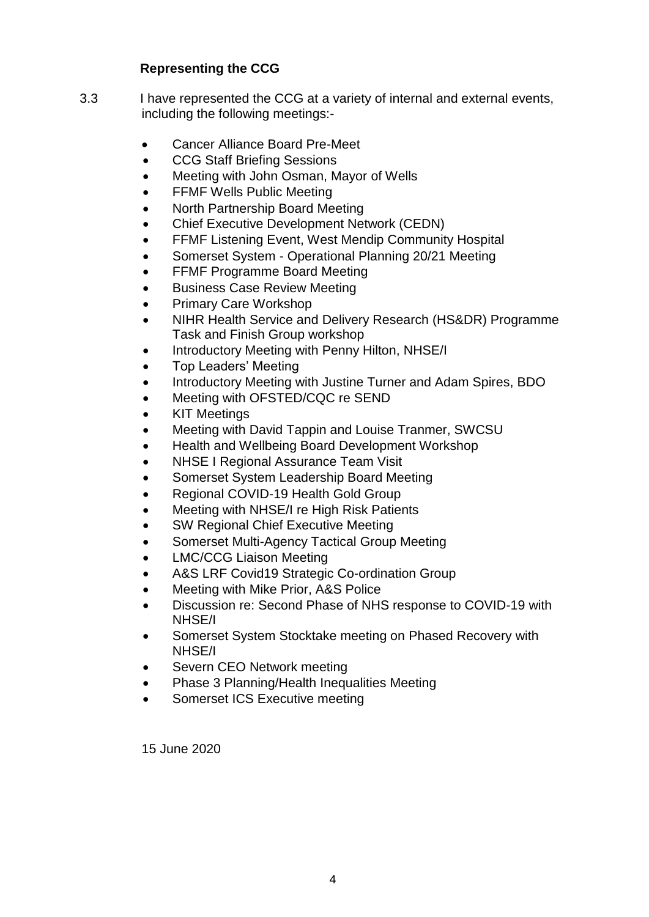**Representing the CCG**

3.3 I have represented the CCG at a variety of internal and external events, including the following meetings:-

- Cancer Alliance Board Pre-Meet
- CCG Staff Briefing Sessions
- Meeting with John Osman, Mayor of Wells
- FFMF Wells Public Meeting
- North Partnership Board Meeting
- Chief Executive Development Network (CEDN)
- FFMF Listening Event, West Mendip Community Hospital
- Somerset System - Operational Planning 20/21 Meeting
- FFMF Programme Board Meeting
- Business Case Review Meeting
- Primary Care Workshop
- NIHR Health Service and Delivery Research (HS&DR) Programme Task and Finish Group workshop
- Introductory Meeting with Penny Hilton, NHSE/I
- Top Leaders' Meeting
- Introductory Meeting with Justine Turner and Adam Spires, BDO
- Meeting with OFSTED/CQC re SEND
- KIT Meetings
- Meeting with David Tappin and Louise Tranmer, SWCSU
- Health and Wellbeing Board Development Workshop
- NHSE I Regional Assurance Team Visit
- Somerset System Leadership Board Meeting
- Regional COVID-19 Health Gold Group
- Meeting with NHSE/I re High Risk Patients
- SW Regional Chief Executive Meeting
- Somerset Multi-Agency Tactical Group Meeting
- LMC/CCG Liaison Meeting
- A&S LRF Covid19 Strategic Co-ordination Group
- Meeting with Mike Prior, A&S Police
- Discussion re: Second Phase of NHS response to COVID-19 with NHSE/I
- Somerset System Stocktake meeting on Phased Recovery with NHSE/I
- Severn CEO Network meeting
- Phase 3 Planning/Health Inequalities Meeting
- Somerset ICS Executive meeting

15 June 2020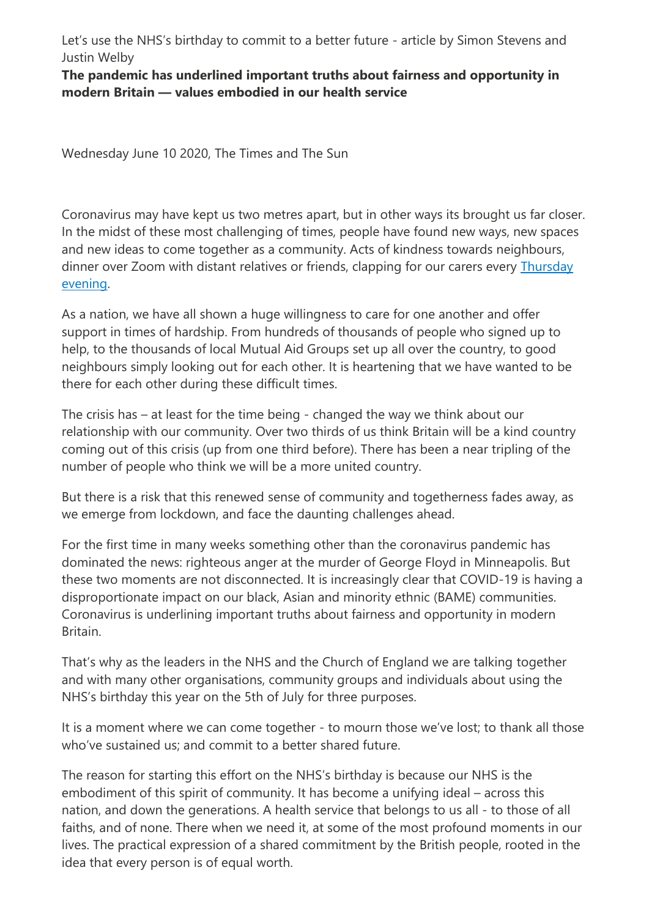Let's use the NHS's birthday to commit to a better future - article by Simon Stevens and Justin Welby

**The pandemic has underlined important truths about fairness and opportunity in modern Britain — values embodied in our health service**

Wednesday June 10 2020, The Times and The Sun

Coronavirus may have kept us two metres apart, but in other ways its brought us far closer. In the midst of these most challenging of times, people have found new ways, new spaces and new ideas to come together as a community. Acts of kindness towards neighbours, dinner over Zoom with distant relatives or friends, clapping for our carers every [Thursday evening](#).

As a nation, we have all shown a huge willingness to care for one another and offer support in times of hardship. From hundreds of thousands of people who signed up to help, to the thousands of local Mutual Aid Groups set up all over the country, to good neighbours simply looking out for each other. It is heartening that we have wanted to be there for each other during these difficult times.

The crisis has – at least for the time being - changed the way we think about our relationship with our community. Over two thirds of us think Britain will be a kind country coming out of this crisis (up from one third before). There has been a near tripling of the number of people who think we will be a more united country.

But there is a risk that this renewed sense of community and togetherness fades away, as we emerge from lockdown, and face the daunting challenges ahead.

For the first time in many weeks something other than the coronavirus pandemic has dominated the news: righteous anger at the murder of George Floyd in Minneapolis. But these two moments are not disconnected. It is increasingly clear that COVID-19 is having a disproportionate impact on our black, Asian and minority ethnic (BAME) communities. Coronavirus is underlining important truths about fairness and opportunity in modern Britain.

That's why as the leaders in the NHS and the Church of England we are talking together and with many other organisations, community groups and individuals about using the NHS's birthday this year on the 5th of July for three purposes.

It is a moment where we can come together - to mourn those we've lost; to thank all those who've sustained us; and commit to a better shared future.

The reason for starting this effort on the NHS's birthday is because our NHS is the embodiment of this spirit of community. It has become a unifying ideal – across this nation, and down the generations. A health service that belongs to us all - to those of all faiths, and of none. There when we need it, at some of the most profound moments in our lives. The practical expression of a shared commitment by the British people, rooted in the idea that every person is of equal worth.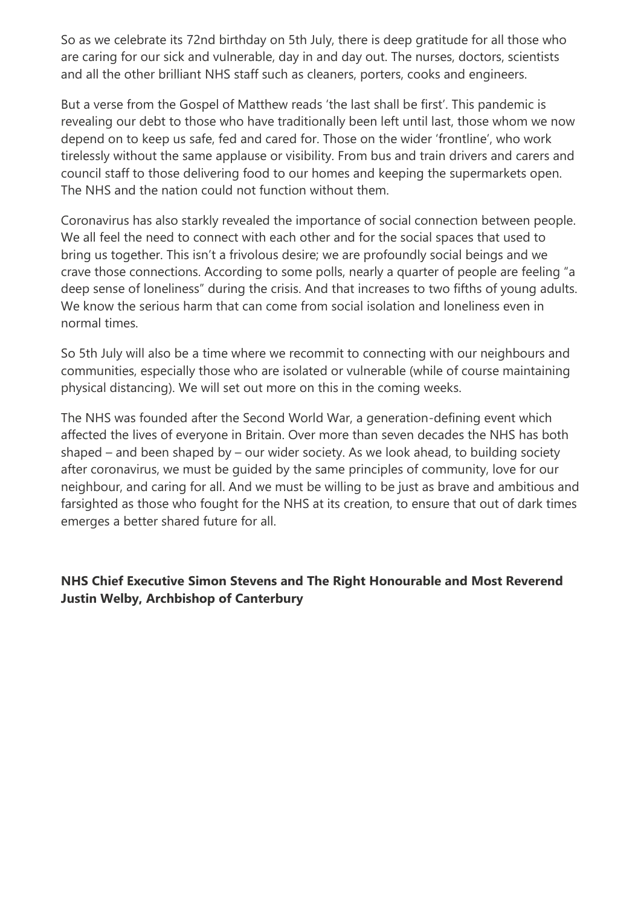So as we celebrate its 72nd birthday on 5th July, there is deep gratitude for all those who are caring for our sick and vulnerable, day in and day out. The nurses, doctors, scientists and all the other brilliant NHS staff such as cleaners, porters, cooks and engineers.

But a verse from the Gospel of Matthew reads 'the last shall be first'. This pandemic is revealing our debt to those who have traditionally been left until last, those whom we now depend on to keep us safe, fed and cared for. Those on the wider 'frontline', who work tirelessly without the same applause or visibility. From bus and train drivers and carers and council staff to those delivering food to our homes and keeping the supermarkets open. The NHS and the nation could not function without them.

Coronavirus has also starkly revealed the importance of social connection between people. We all feel the need to connect with each other and for the social spaces that used to bring us together. This isn't a frivolous desire; we are profoundly social beings and we crave those connections. According to some polls, nearly a quarter of people are feeling "a deep sense of loneliness" during the crisis. And that increases to two fifths of young adults. We know the serious harm that can come from social isolation and loneliness even in normal times.

So 5th July will also be a time where we recommit to connecting with our neighbours and communities, especially those who are isolated or vulnerable (while of course maintaining physical distancing). We will set out more on this in the coming weeks.

The NHS was founded after the Second World War, a generation-defining event which affected the lives of everyone in Britain. Over more than seven decades the NHS has both shaped – and been shaped by – our wider society. As we look ahead, to building society after coronavirus, we must be guided by the same principles of community, love for our neighbour, and caring for all. And we must be willing to be just as brave and ambitious and farsighted as those who fought for the NHS at its creation, to ensure that out of dark times emerges a better shared future for all.

**NHS Chief Executive Simon Stevens and The Right Honourable and Most Reverend Justin Welby, Archbishop of Canterbury**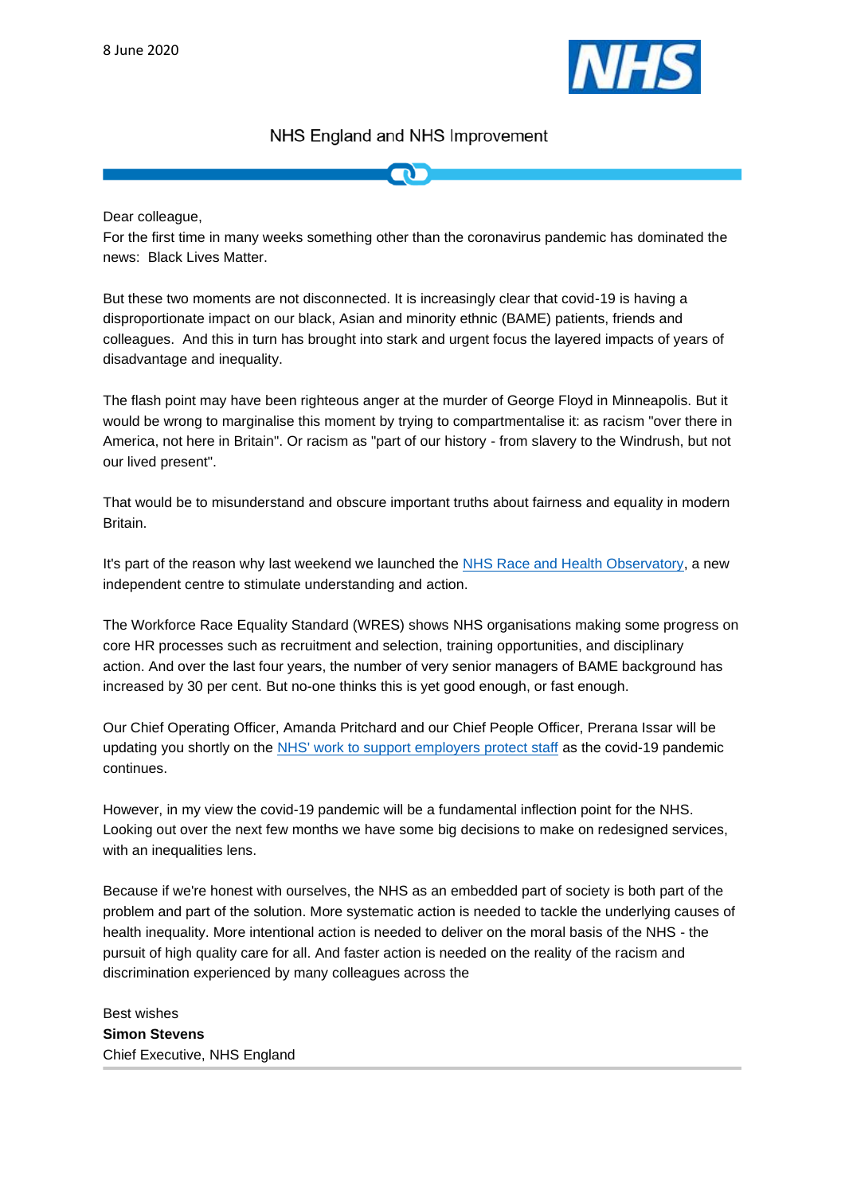8 June 2020

NHS England and NHS Improvement

Dear colleague,

For the first time in many weeks something other than the coronavirus pandemic has dominated the news: Black Lives Matter.

But these two moments are not disconnected. It is increasingly clear that covid-19 is having a disproportionate impact on our black, Asian and minority ethnic (BAME) patients, friends and colleagues. And this in turn has brought into stark and urgent focus the layered impacts of years of disadvantage and inequality.

The flash point may have been righteous anger at the murder of George Floyd in Minneapolis. But it would be wrong to marginalise this moment by trying to compartmentalise it: as racism "over there in America, not here in Britain". Or racism as "part of our history - from slavery to the Windrush, but not our lived present".

That would be to misunderstand and obscure important truths about fairness and equality in modern Britain.

It's part of the reason why last weekend we launched the NHS Race and Health Observatory, a new independent centre to stimulate understanding and action.

The Workforce Race Equality Standard (WRES) shows NHS organisations making some progress on core HR processes such as recruitment and selection, training opportunities, and disciplinary action. And over the last four years, the number of very senior managers of BAME background has increased by 30 per cent. But no-one thinks this is yet good enough, or fast enough.

Our Chief Operating Officer, Amanda Pritchard and our Chief People Officer, Prerana Issar will be updating you shortly on the NHS' work to support employers protect staff as the covid-19 pandemic continues.

However, in my view the covid-19 pandemic will be a fundamental inflection point for the NHS. Looking out over the next few months we have some big decisions to make on redesigned services, with an inequalities lens.

Because if we're honest with ourselves, the NHS as an embedded part of society is both part of the problem and part of the solution. More systematic action is needed to tackle the underlying causes of health inequality. More intentional action is needed to deliver on the moral basis of the NHS - the pursuit of high quality care for all. And faster action is needed on the reality of the racism and discrimination experienced by many colleagues across the

Best wishes
**Simon Stevens**
Chief Executive, NHS England